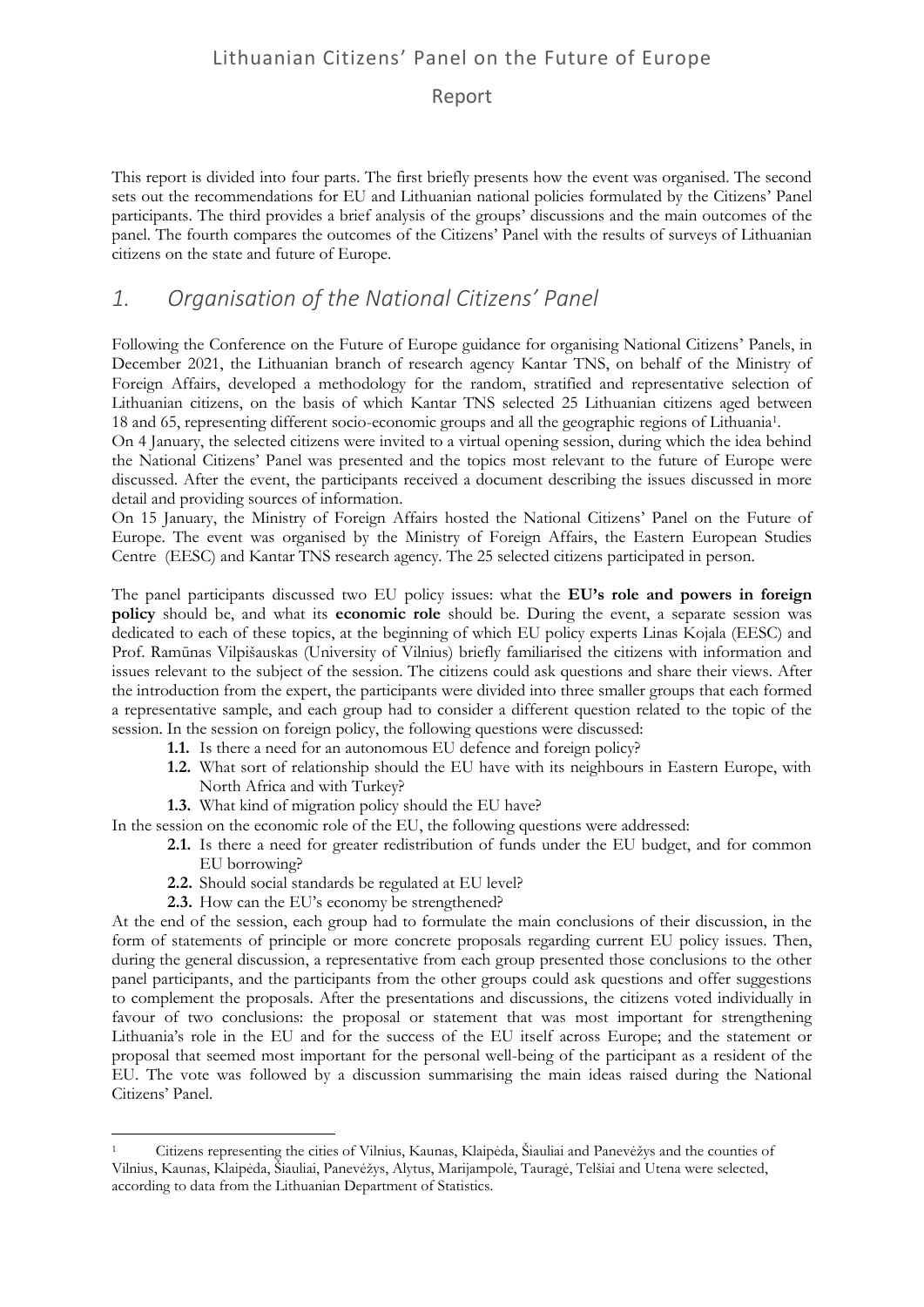# Lithuanian Citizens' Panel on the Future of Europe

Report

This report is divided into four parts. The first briefly presents how the event was organised. The second sets out the recommendations for EU and Lithuanian national policies formulated by the Citizens' Panel participants. The third provides a brief analysis of the groups' discussions and the main outcomes of the panel. The fourth compares the outcomes of the Citizens' Panel with the results of surveys of Lithuanian citizens on the state and future of Europe.

## *1. Organisation of the National Citizens' Panel*

Following the Conference on the Future of Europe guidance for organising National Citizens' Panels, in December 2021, the Lithuanian branch of research agency Kantar TNS, on behalf of the Ministry of Foreign Affairs, developed a methodology for the random, stratified and representative selection of Lithuanian citizens, on the basis of which Kantar TNS selected 25 Lithuanian citizens aged between 18 and 65, representing different socio-economic groups and all the geographic regions of Lithuania[1].

On 4 January, the selected citizens were invited to a virtual opening session, during which the idea behind the National Citizens' Panel was presented and the topics most relevant to the future of Europe were discussed. After the event, the participants received a document describing the issues discussed in more detail and providing sources of information.

On 15 January, the Ministry of Foreign Affairs hosted the National Citizens' Panel on the Future of Europe. The event was organised by the Ministry of Foreign Affairs, the Eastern European Studies Centre (EESC) and Kantar TNS research agency. The 25 selected citizens participated in person.

The panel participants discussed two EU policy issues: what the **EU's role and powers in foreign policy** should be, and what its **economic role** should be. During the event, a separate session was dedicated to each of these topics, at the beginning of which EU policy experts Linas Kojala (EESC) and Prof. Ramūnas Vilpišauskas (University of Vilnius) briefly familiarised the citizens with information and issues relevant to the subject of the session. The citizens could ask questions and share their views. After the introduction from the expert, the participants were divided into three smaller groups that each formed a representative sample, and each group had to consider a different question related to the topic of the session. In the session on foreign policy, the following questions were discussed:

- **1.1.** Is there a need for an autonomous EU defence and foreign policy?
- **1.2.** What sort of relationship should the EU have with its neighbours in Eastern Europe, with North Africa and with Turkey?
- **1.3.** What kind of migration policy should the EU have?

In the session on the economic role of the EU, the following questions were addressed:

- **2.1.** Is there a need for greater redistribution of funds under the EU budget, and for common EU borrowing?
- **2.2.** Should social standards be regulated at EU level?
- **2.3.** How can the EU's economy be strengthened?

At the end of the session, each group had to formulate the main conclusions of their discussion, in the form of statements of principle or more concrete proposals regarding current EU policy issues. Then, during the general discussion, a representative from each group presented those conclusions to the other panel participants, and the participants from the other groups could ask questions and offer suggestions to complement the proposals. After the presentations and discussions, the citizens voted individually in favour of two conclusions: the proposal or statement that was most important for strengthening Lithuania's role in the EU and for the success of the EU itself across Europe; and the statement or proposal that seemed most important for the personal well-being of the participant as a resident of the EU. The vote was followed by a discussion summarising the main ideas raised during the National Citizens' Panel.

[1] Citizens representing the cities of Vilnius, Kaunas, Klaipėda, Šiauliai and Panevėžys and the counties of Vilnius, Kaunas, Klaipėda, Šiauliai, Panevėžys, Alytus, Marijampolė, Tauragė, Telšiai and Utena were selected, according to data from the Lithuanian Department of Statistics.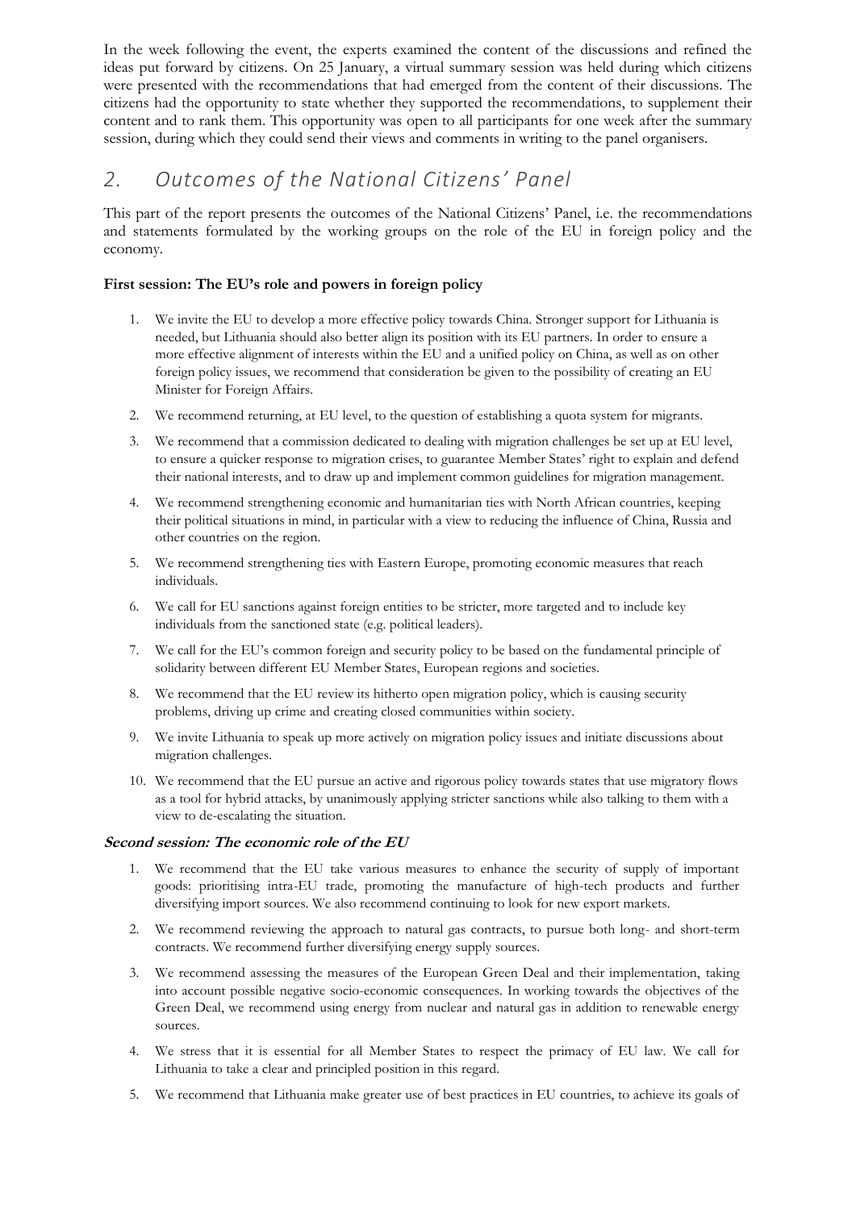In the week following the event, the experts examined the content of the discussions and refined the ideas put forward by citizens. On 25 January, a virtual summary session was held during which citizens were presented with the recommendations that had emerged from the content of their discussions. The citizens had the opportunity to state whether they supported the recommendations, to supplement their content and to rank them. This opportunity was open to all participants for one week after the summary session, during which they could send their views and comments in writing to the panel organisers.

## *2. Outcomes of the National Citizens' Panel*

This part of the report presents the outcomes of the National Citizens' Panel, i.e. the recommendations and statements formulated by the working groups on the role of the EU in foreign policy and the economy.

**First session: The EU's role and powers in foreign policy**

1. We invite the EU to develop a more effective policy towards China. Stronger support for Lithuania is needed, but Lithuania should also better align its position with its EU partners. In order to ensure a more effective alignment of interests within the EU and a unified policy on China, as well as on other foreign policy issues, we recommend that consideration be given to the possibility of creating an EU Minister for Foreign Affairs.
2. We recommend returning, at EU level, to the question of establishing a quota system for migrants.
3. We recommend that a commission dedicated to dealing with migration challenges be set up at EU level, to ensure a quicker response to migration crises, to guarantee Member States' right to explain and defend their national interests, and to draw up and implement common guidelines for migration management.
4. We recommend strengthening economic and humanitarian ties with North African countries, keeping their political situations in mind, in particular with a view to reducing the influence of China, Russia and other countries on the region.
5. We recommend strengthening ties with Eastern Europe, promoting economic measures that reach individuals.
6. We call for EU sanctions against foreign entities to be stricter, more targeted and to include key individuals from the sanctioned state (e.g. political leaders).
7. We call for the EU's common foreign and security policy to be based on the fundamental principle of solidarity between different EU Member States, European regions and societies.
8. We recommend that the EU review its hitherto open migration policy, which is causing security problems, driving up crime and creating closed communities within society.
9. We invite Lithuania to speak up more actively on migration policy issues and initiate discussions about migration challenges.
10. We recommend that the EU pursue an active and rigorous policy towards states that use migratory flows as a tool for hybrid attacks, by unanimously applying stricter sanctions while also talking to them with a view to de-escalating the situation.

***Second session: The economic role of the EU***

1. We recommend that the EU take various measures to enhance the security of supply of important goods: prioritising intra-EU trade, promoting the manufacture of high-tech products and further diversifying import sources. We also recommend continuing to look for new export markets.
2. We recommend reviewing the approach to natural gas contracts, to pursue both long- and short-term contracts. We recommend further diversifying energy supply sources.
3. We recommend assessing the measures of the European Green Deal and their implementation, taking into account possible negative socio-economic consequences. In working towards the objectives of the Green Deal, we recommend using energy from nuclear and natural gas in addition to renewable energy sources.
4. We stress that it is essential for all Member States to respect the primacy of EU law. We call for Lithuania to take a clear and principled position in this regard.
5. We recommend that Lithuania make greater use of best practices in EU countries, to achieve its goals of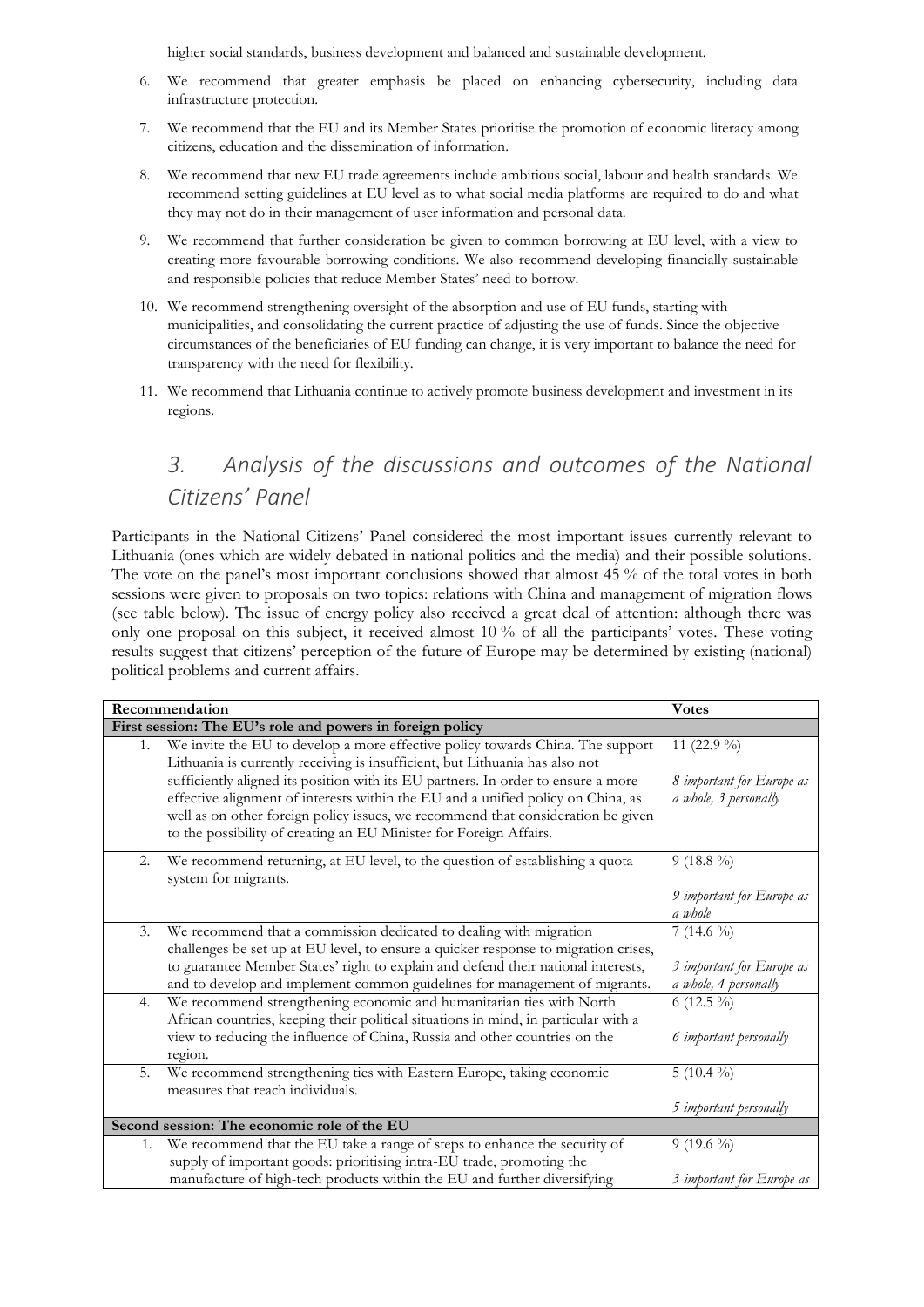higher social standards, business development and balanced and sustainable development.

6. We recommend that greater emphasis be placed on enhancing cybersecurity, including data infrastructure protection.
7. We recommend that the EU and its Member States prioritise the promotion of economic literacy among citizens, education and the dissemination of information.
8. We recommend that new EU trade agreements include ambitious social, labour and health standards. We recommend setting guidelines at EU level as to what social media platforms are required to do and what they may not do in their management of user information and personal data.
9. We recommend that further consideration be given to common borrowing at EU level, with a view to creating more favourable borrowing conditions. We also recommend developing financially sustainable and responsible policies that reduce Member States' need to borrow.
10. We recommend strengthening oversight of the absorption and use of EU funds, starting with municipalities, and consolidating the current practice of adjusting the use of funds. Since the objective circumstances of the beneficiaries of EU funding can change, it is very important to balance the need for transparency with the need for flexibility.
11. We recommend that Lithuania continue to actively promote business development and investment in its regions.

# 3. Analysis of the discussions and outcomes of the National Citizens' Panel

Participants in the National Citizens' Panel considered the most important issues currently relevant to Lithuania (ones which are widely debated in national politics and the media) and their possible solutions. The vote on the panel's most important conclusions showed that almost 45 % of the total votes in both sessions were given to proposals on two topics: relations with China and management of migration flows (see table below). The issue of energy policy also received a great deal of attention: although there was only one proposal on this subject, it received almost 10 % of all the participants' votes. These voting results suggest that citizens' perception of the future of Europe may be determined by existing (national) political problems and current affairs.

| Recommendation | Votes |
|---|---|
| **First session: The EU's role and powers in foreign policy** | |
| 1. We invite the EU to develop a more effective policy towards China. The support Lithuania is currently receiving is insufficient, but Lithuania has also not sufficiently aligned its position with its EU partners. In order to ensure a more effective alignment of interests within the EU and a unified policy on China, as well as on other foreign policy issues, we recommend that consideration be given to the possibility of creating an EU Minister for Foreign Affairs. | 11 (22.9 %)<br><br>*8 important for Europe as a whole, 3 personally* |
| 2. We recommend returning, at EU level, to the question of establishing a quota system for migrants. | 9 (18.8 %)<br><br>*9 important for Europe as a whole* |
| 3. We recommend that a commission dedicated to dealing with migration challenges be set up at EU level, to ensure a quicker response to migration crises, to guarantee Member States' right to explain and defend their national interests, and to develop and implement common guidelines for management of migrants. | 7 (14.6 %)<br><br>*3 important for Europe as a whole, 4 personally* |
| 4. We recommend strengthening economic and humanitarian ties with North African countries, keeping their political situations in mind, in particular with a view to reducing the influence of China, Russia and other countries on the region. | 6 (12.5 %)<br><br>*6 important personally* |
| 5. We recommend strengthening ties with Eastern Europe, taking economic measures that reach individuals. | 5 (10.4 %)<br><br>*5 important personally* |
| **Second session: The economic role of the EU** | |
| 1. We recommend that the EU take a range of steps to enhance the security of supply of important goods: prioritising intra-EU trade, promoting the manufacture of high-tech products within the EU and further diversifying | 9 (19.6 %)<br><br>*3 important for Europe as* |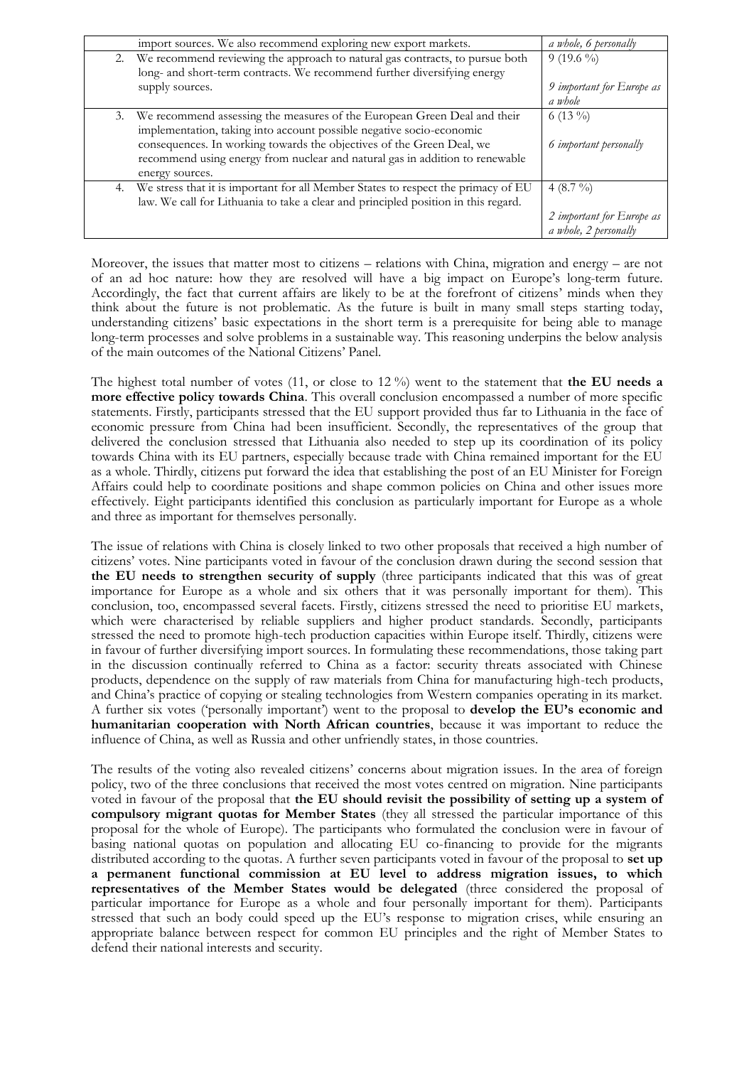| | |
|---|---|
| import sources. We also recommend exploring new export markets. | *a whole, 6 personally* |
| 2. We recommend reviewing the approach to natural gas contracts, to pursue both long- and short-term contracts. We recommend further diversifying energy supply sources. | 9 (19.6 %)<br><br>*9 important for Europe as a whole* |
| 3. We recommend assessing the measures of the European Green Deal and their implementation, taking into account possible negative socio-economic consequences. In working towards the objectives of the Green Deal, we recommend using energy from nuclear and natural gas in addition to renewable energy sources. | 6 (13 %)<br><br>*6 important personally* |
| 4. We stress that it is important for all Member States to respect the primacy of EU law. We call for Lithuania to take a clear and principled position in this regard. | 4 (8.7 %)<br><br>*2 important for Europe as a whole, 2 personally* |

Moreover, the issues that matter most to citizens – relations with China, migration and energy – are not of an ad hoc nature: how they are resolved will have a big impact on Europe's long-term future. Accordingly, the fact that current affairs are likely to be at the forefront of citizens' minds when they think about the future is not problematic. As the future is built in many small steps starting today, understanding citizens' basic expectations in the short term is a prerequisite for being able to manage long-term processes and solve problems in a sustainable way. This reasoning underpins the below analysis of the main outcomes of the National Citizens' Panel.

The highest total number of votes (11, or close to 12 %) went to the statement that **the EU needs a more effective policy towards China**. This overall conclusion encompassed a number of more specific statements. Firstly, participants stressed that the EU support provided thus far to Lithuania in the face of economic pressure from China had been insufficient. Secondly, the representatives of the group that delivered the conclusion stressed that Lithuania also needed to step up its coordination of its policy towards China with its EU partners, especially because trade with China remained important for the EU as a whole. Thirdly, citizens put forward the idea that establishing the post of an EU Minister for Foreign Affairs could help to coordinate positions and shape common policies on China and other issues more effectively. Eight participants identified this conclusion as particularly important for Europe as a whole and three as important for themselves personally.

The issue of relations with China is closely linked to two other proposals that received a high number of citizens' votes. Nine participants voted in favour of the conclusion drawn during the second session that **the EU needs to strengthen security of supply** (three participants indicated that this was of great importance for Europe as a whole and six others that it was personally important for them). This conclusion, too, encompassed several facets. Firstly, citizens stressed the need to prioritise EU markets, which were characterised by reliable suppliers and higher product standards. Secondly, participants stressed the need to promote high-tech production capacities within Europe itself. Thirdly, citizens were in favour of further diversifying import sources. In formulating these recommendations, those taking part in the discussion continually referred to China as a factor: security threats associated with Chinese products, dependence on the supply of raw materials from China for manufacturing high-tech products, and China's practice of copying or stealing technologies from Western companies operating in its market. A further six votes ('personally important') went to the proposal to **develop the EU's economic and humanitarian cooperation with North African countries**, because it was important to reduce the influence of China, as well as Russia and other unfriendly states, in those countries.

The results of the voting also revealed citizens' concerns about migration issues. In the area of foreign policy, two of the three conclusions that received the most votes centred on migration. Nine participants voted in favour of the proposal that **the EU should revisit the possibility of setting up a system of compulsory migrant quotas for Member States** (they all stressed the particular importance of this proposal for the whole of Europe). The participants who formulated the conclusion were in favour of basing national quotas on population and allocating EU co-financing to provide for the migrants distributed according to the quotas. A further seven participants voted in favour of the proposal to **set up a permanent functional commission at EU level to address migration issues, to which representatives of the Member States would be delegated** (three considered the proposal of particular importance for Europe as a whole and four personally important for them). Participants stressed that such an body could speed up the EU's response to migration crises, while ensuring an appropriate balance between respect for common EU principles and the right of Member States to defend their national interests and security.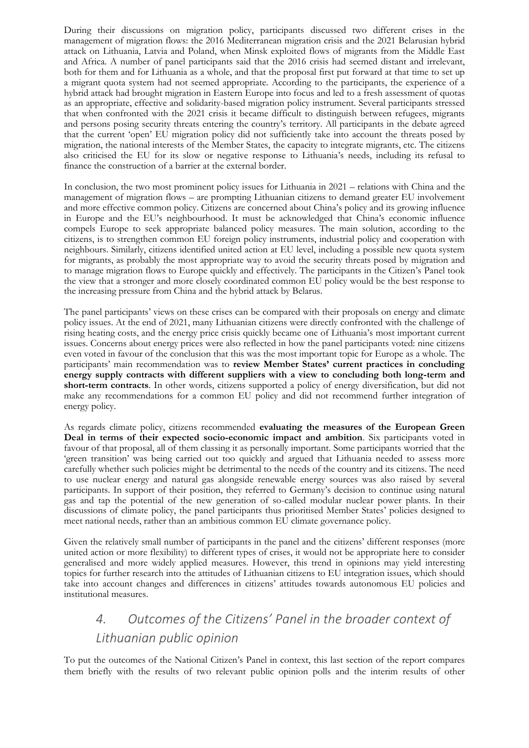During their discussions on migration policy, participants discussed two different crises in the management of migration flows: the 2016 Mediterranean migration crisis and the 2021 Belarusian hybrid attack on Lithuania, Latvia and Poland, when Minsk exploited flows of migrants from the Middle East and Africa. A number of panel participants said that the 2016 crisis had seemed distant and irrelevant, both for them and for Lithuania as a whole, and that the proposal first put forward at that time to set up a migrant quota system had not seemed appropriate. According to the participants, the experience of a hybrid attack had brought migration in Eastern Europe into focus and led to a fresh assessment of quotas as an appropriate, effective and solidarity-based migration policy instrument. Several participants stressed that when confronted with the 2021 crisis it became difficult to distinguish between refugees, migrants and persons posing security threats entering the country's territory. All participants in the debate agreed that the current 'open' EU migration policy did not sufficiently take into account the threats posed by migration, the national interests of the Member States, the capacity to integrate migrants, etc. The citizens also criticised the EU for its slow or negative response to Lithuania's needs, including its refusal to finance the construction of a barrier at the external border.

In conclusion, the two most prominent policy issues for Lithuania in 2021 – relations with China and the management of migration flows – are prompting Lithuanian citizens to demand greater EU involvement and more effective common policy. Citizens are concerned about China's policy and its growing influence in Europe and the EU's neighbourhood. It must be acknowledged that China's economic influence compels Europe to seek appropriate balanced policy measures. The main solution, according to the citizens, is to strengthen common EU foreign policy instruments, industrial policy and cooperation with neighbours. Similarly, citizens identified united action at EU level, including a possible new quota system for migrants, as probably the most appropriate way to avoid the security threats posed by migration and to manage migration flows to Europe quickly and effectively. The participants in the Citizen's Panel took the view that a stronger and more closely coordinated common EU policy would be the best response to the increasing pressure from China and the hybrid attack by Belarus.

The panel participants' views on these crises can be compared with their proposals on energy and climate policy issues. At the end of 2021, many Lithuanian citizens were directly confronted with the challenge of rising heating costs, and the energy price crisis quickly became one of Lithuania's most important current issues. Concerns about energy prices were also reflected in how the panel participants voted: nine citizens even voted in favour of the conclusion that this was the most important topic for Europe as a whole. The participants' main recommendation was to **review Member States' current practices in concluding energy supply contracts with different suppliers with a view to concluding both long-term and short-term contracts**. In other words, citizens supported a policy of energy diversification, but did not make any recommendations for a common EU policy and did not recommend further integration of energy policy.

As regards climate policy, citizens recommended **evaluating the measures of the European Green Deal in terms of their expected socio-economic impact and ambition**. Six participants voted in favour of that proposal, all of them classing it as personally important. Some participants worried that the 'green transition' was being carried out too quickly and argued that Lithuania needed to assess more carefully whether such policies might be detrimental to the needs of the country and its citizens. The need to use nuclear energy and natural gas alongside renewable energy sources was also raised by several participants. In support of their position, they referred to Germany's decision to continue using natural gas and tap the potential of the new generation of so-called modular nuclear power plants. In their discussions of climate policy, the panel participants thus prioritised Member States' policies designed to meet national needs, rather than an ambitious common EU climate governance policy.

Given the relatively small number of participants in the panel and the citizens' different responses (more united action or more flexibility) to different types of crises, it would not be appropriate here to consider generalised and more widely applied measures. However, this trend in opinions may yield interesting topics for further research into the attitudes of Lithuanian citizens to EU integration issues, which should take into account changes and differences in citizens' attitudes towards autonomous EU policies and institutional measures.

## *4. Outcomes of the Citizens' Panel in the broader context of Lithuanian public opinion*

To put the outcomes of the National Citizen's Panel in context, this last section of the report compares them briefly with the results of two relevant public opinion polls and the interim results of other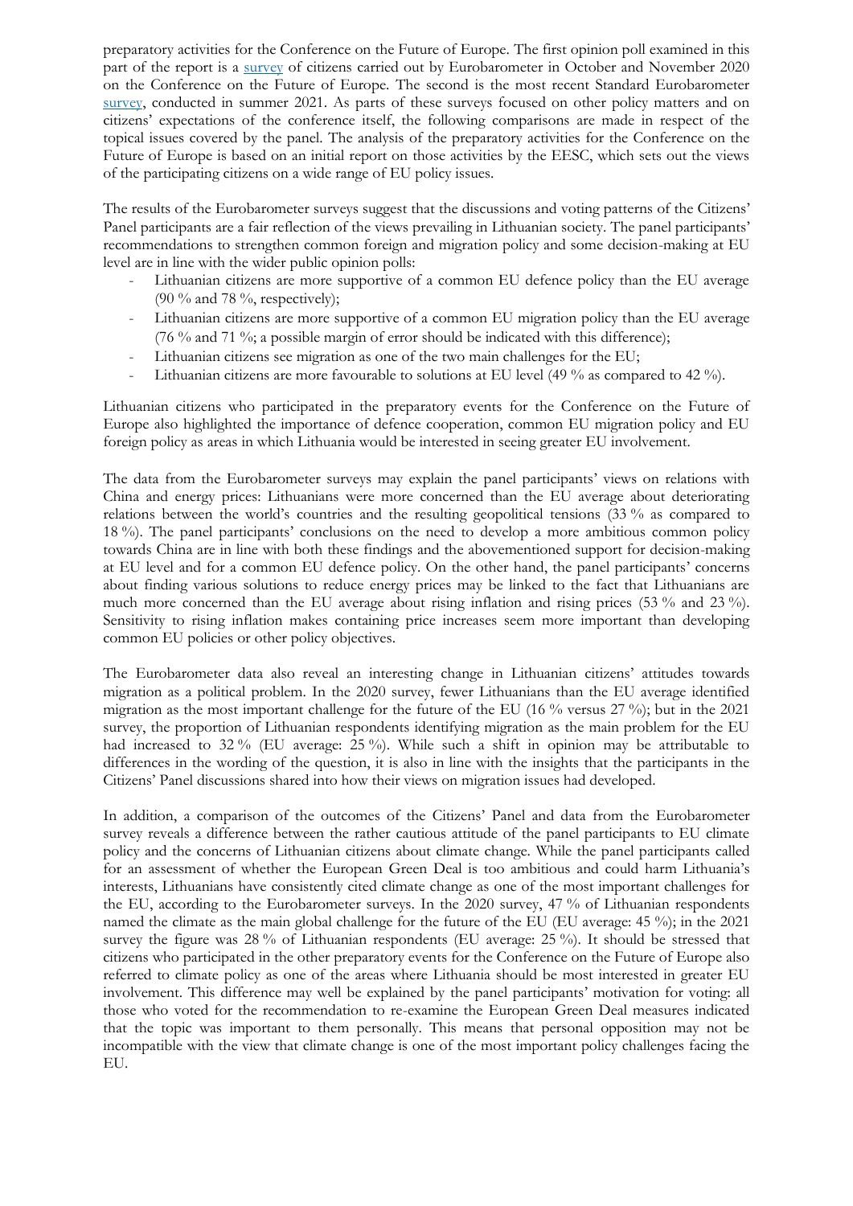preparatory activities for the Conference on the Future of Europe. The first opinion poll examined in this part of the report is a survey of citizens carried out by Eurobarometer in October and November 2020 on the Conference on the Future of Europe. The second is the most recent Standard Eurobarometer survey, conducted in summer 2021. As parts of these surveys focused on other policy matters and on citizens' expectations of the conference itself, the following comparisons are made in respect of the topical issues covered by the panel. The analysis of the preparatory activities for the Conference on the Future of Europe is based on an initial report on those activities by the EESC, which sets out the views of the participating citizens on a wide range of EU policy issues.

The results of the Eurobarometer surveys suggest that the discussions and voting patterns of the Citizens' Panel participants are a fair reflection of the views prevailing in Lithuanian society. The panel participants' recommendations to strengthen common foreign and migration policy and some decision-making at EU level are in line with the wider public opinion polls:

- Lithuanian citizens are more supportive of a common EU defence policy than the EU average (90 % and 78 %, respectively);
- Lithuanian citizens are more supportive of a common EU migration policy than the EU average (76 % and 71 %; a possible margin of error should be indicated with this difference);
- Lithuanian citizens see migration as one of the two main challenges for the EU;
- Lithuanian citizens are more favourable to solutions at EU level (49 % as compared to 42 %).

Lithuanian citizens who participated in the preparatory events for the Conference on the Future of Europe also highlighted the importance of defence cooperation, common EU migration policy and EU foreign policy as areas in which Lithuania would be interested in seeing greater EU involvement.

The data from the Eurobarometer surveys may explain the panel participants' views on relations with China and energy prices: Lithuanians were more concerned than the EU average about deteriorating relations between the world's countries and the resulting geopolitical tensions (33 % as compared to 18 %). The panel participants' conclusions on the need to develop a more ambitious common policy towards China are in line with both these findings and the abovementioned support for decision-making at EU level and for a common EU defence policy. On the other hand, the panel participants' concerns about finding various solutions to reduce energy prices may be linked to the fact that Lithuanians are much more concerned than the EU average about rising inflation and rising prices (53 % and 23 %). Sensitivity to rising inflation makes containing price increases seem more important than developing common EU policies or other policy objectives.

The Eurobarometer data also reveal an interesting change in Lithuanian citizens' attitudes towards migration as a political problem. In the 2020 survey, fewer Lithuanians than the EU average identified migration as the most important challenge for the future of the EU (16 % versus 27 %); but in the 2021 survey, the proportion of Lithuanian respondents identifying migration as the main problem for the EU had increased to 32 % (EU average: 25 %). While such a shift in opinion may be attributable to differences in the wording of the question, it is also in line with the insights that the participants in the Citizens' Panel discussions shared into how their views on migration issues had developed.

In addition, a comparison of the outcomes of the Citizens' Panel and data from the Eurobarometer survey reveals a difference between the rather cautious attitude of the panel participants to EU climate policy and the concerns of Lithuanian citizens about climate change. While the panel participants called for an assessment of whether the European Green Deal is too ambitious and could harm Lithuania's interests, Lithuanians have consistently cited climate change as one of the most important challenges for the EU, according to the Eurobarometer surveys. In the 2020 survey, 47 % of Lithuanian respondents named the climate as the main global challenge for the future of the EU (EU average: 45 %); in the 2021 survey the figure was 28 % of Lithuanian respondents (EU average: 25 %). It should be stressed that citizens who participated in the other preparatory events for the Conference on the Future of Europe also referred to climate policy as one of the areas where Lithuania should be most interested in greater EU involvement. This difference may well be explained by the panel participants' motivation for voting: all those who voted for the recommendation to re-examine the European Green Deal measures indicated that the topic was important to them personally. This means that personal opposition may not be incompatible with the view that climate change is one of the most important policy challenges facing the EU.